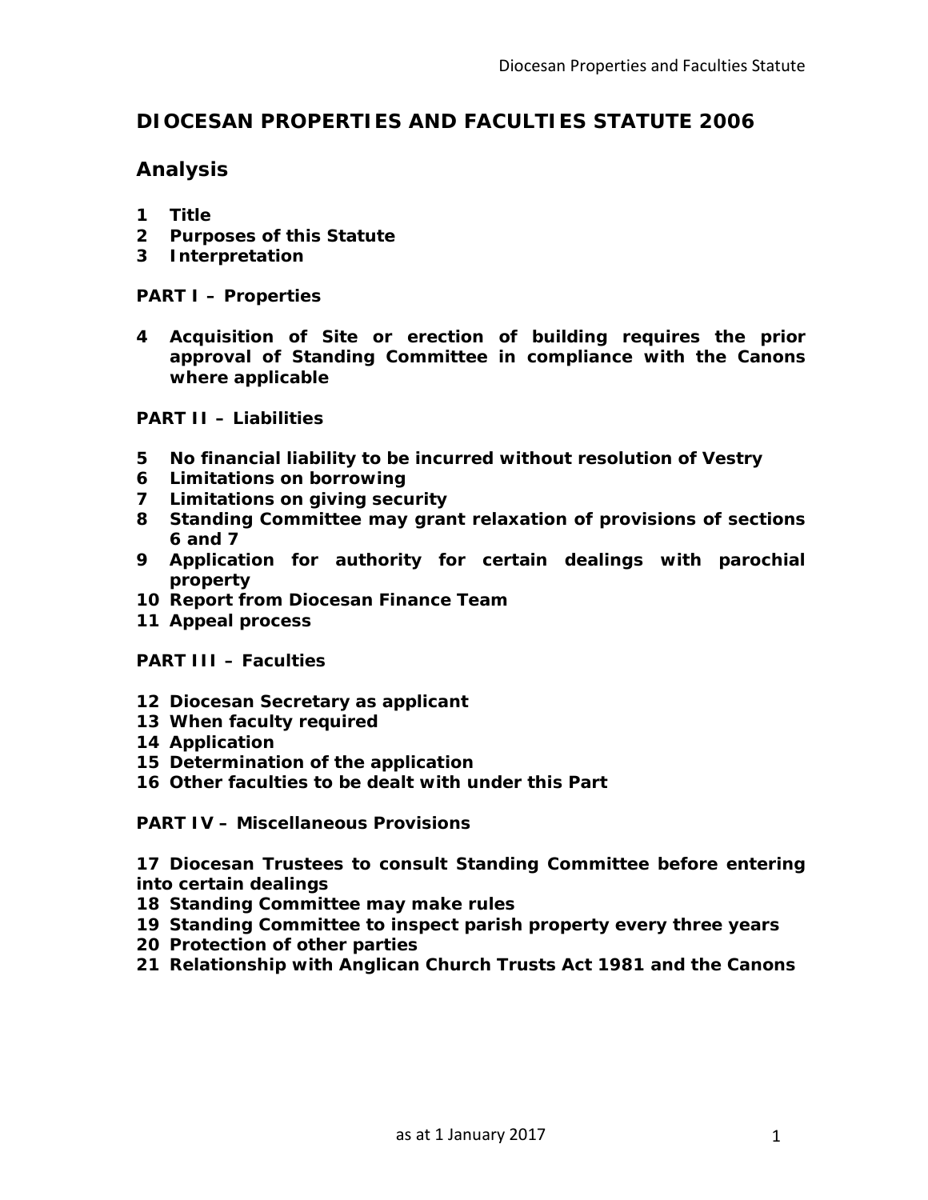# DIOCESAN PROPERTIES AND FACULTIES STATUTE 2006

## Analysis

**1 Title**
**2 Purposes of this Statute**
**3 Interpretation**

**PART I – Properties**

**4 Acquisition of Site or erection of building requires the prior approval of Standing Committee in compliance with the Canons where applicable**

**PART II – Liabilities**

**5 No financial liability to be incurred without resolution of Vestry**
**6 Limitations on borrowing**
**7 Limitations on giving security**
**8 Standing Committee may grant relaxation of provisions of sections 6 and 7**
**9 Application for authority for certain dealings with parochial property**
**10 Report from Diocesan Finance Team**
**11 Appeal process**

**PART III – Faculties**

**12 Diocesan Secretary as applicant**
**13 When faculty required**
**14 Application**
**15 Determination of the application**
**16 Other faculties to be dealt with under this Part**

**PART IV – Miscellaneous Provisions**

**17 Diocesan Trustees to consult Standing Committee before entering into certain dealings**
**18 Standing Committee may make rules**
**19 Standing Committee to inspect parish property every three years**
**20 Protection of other parties**
**21 Relationship with Anglican Church Trusts Act 1981 and the Canons**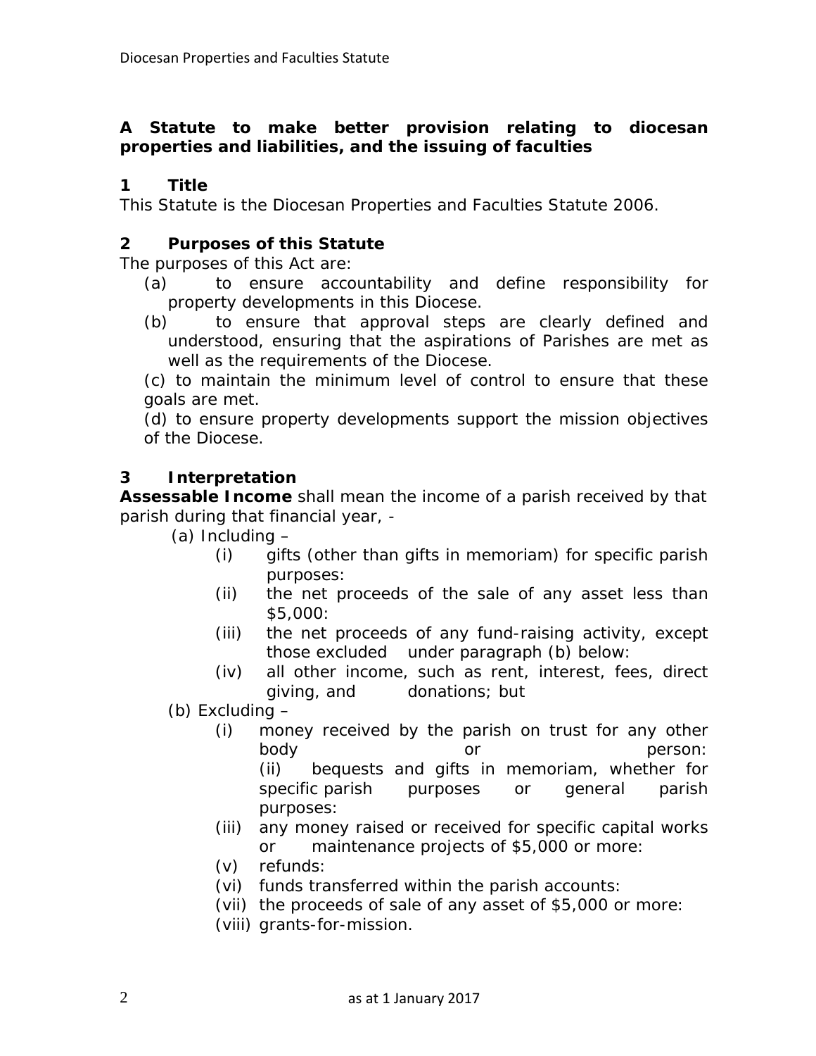**A Statute to make better provision relating to diocesan properties and liabilities, and the issuing of faculties**

## 1 Title

This Statute is the Diocesan Properties and Faculties Statute 2006.

## 2 Purposes of this Statute

The purposes of this Act are:

(a) to ensure accountability and define responsibility for property developments in this Diocese.

(b) to ensure that approval steps are clearly defined and understood, ensuring that the aspirations of Parishes are met as well as the requirements of the Diocese.

(c) to maintain the minimum level of control to ensure that these goals are met.

(d) to ensure property developments support the mission objectives of the Diocese.

## 3 Interpretation

**Assessable Income** shall mean the income of a parish received by that parish during that financial year, -

(a) Including –

- (i) gifts (other than gifts in memoriam) for specific parish purposes:
- (ii) the net proceeds of the sale of any asset less than $5,000:
- (iii) the net proceeds of any fund-raising activity, except those excluded under paragraph (b) below:
- (iv) all other income, such as rent, interest, fees, direct giving, and donations; but

(b) Excluding –

- (i) money received by the parish on trust for any other body or person:
- (ii) bequests and gifts in memoriam, whether for specific parish purposes or general parish purposes:
- (iii) any money raised or received for specific capital works or maintenance projects of $5,000 or more:
- (v) refunds:
- (vi) funds transferred within the parish accounts:
- (vii) the proceeds of sale of any asset of $5,000 or more:
- (viii) grants-for-mission.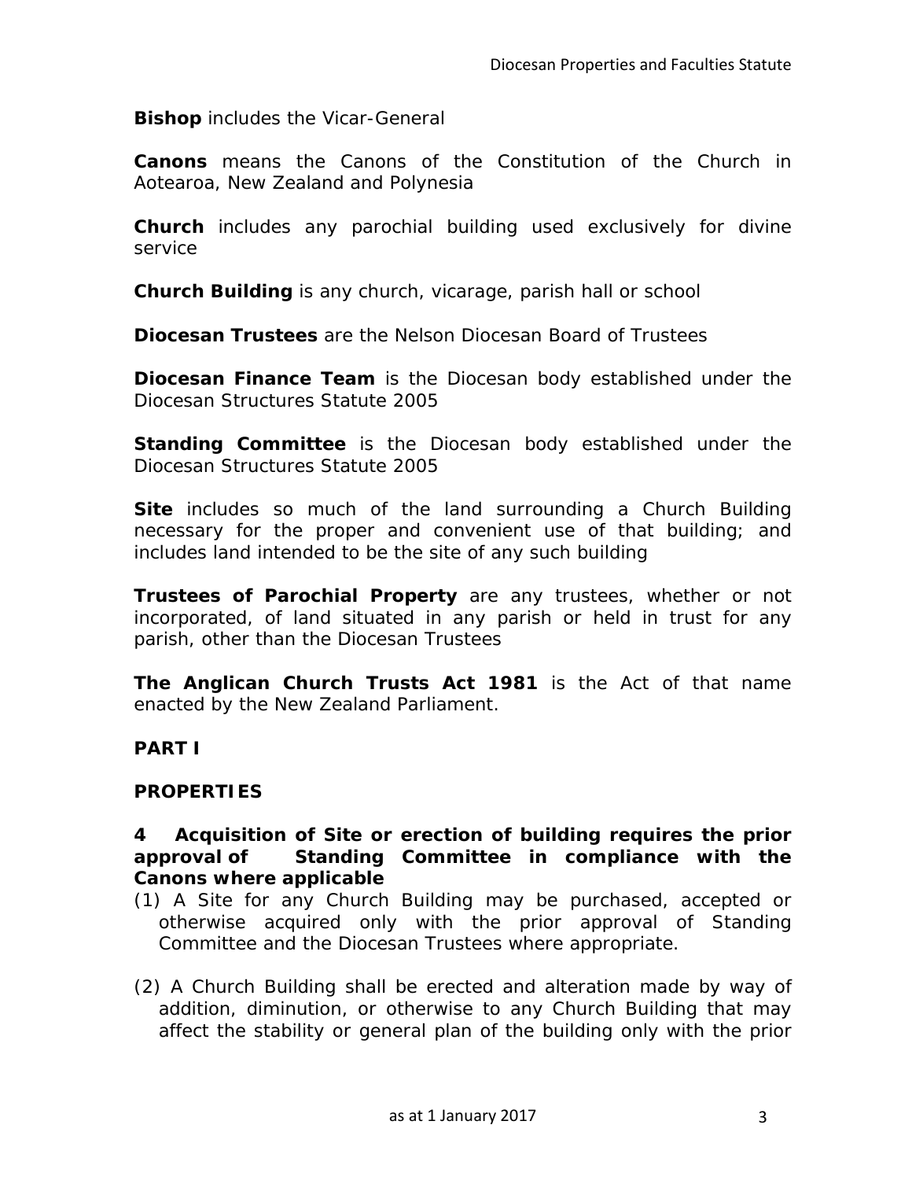**Bishop** includes the Vicar-General

**Canons** means the Canons of the Constitution of the Church in Aotearoa, New Zealand and Polynesia

**Church** includes any parochial building used exclusively for divine service

**Church Building** is any church, vicarage, parish hall or school

**Diocesan Trustees** are the Nelson Diocesan Board of Trustees

**Diocesan Finance Team** is the Diocesan body established under the Diocesan Structures Statute 2005

**Standing Committee** is the Diocesan body established under the Diocesan Structures Statute 2005

**Site** includes so much of the land surrounding a Church Building necessary for the proper and convenient use of that building; and includes land intended to be the site of any such building

**Trustees of Parochial Property** are any trustees, whether or not incorporated, of land situated in any parish or held in trust for any parish, other than the Diocesan Trustees

**The Anglican Church Trusts Act 1981** is the Act of that name enacted by the New Zealand Parliament.

## PART I

## PROPERTIES

### 4 Acquisition of Site or erection of building requires the prior approval of Standing Committee in compliance with the Canons where applicable

(1) A Site for any Church Building may be purchased, accepted or otherwise acquired only with the prior approval of Standing Committee and the Diocesan Trustees where appropriate.

(2) A Church Building shall be erected and alteration made by way of addition, diminution, or otherwise to any Church Building that may affect the stability or general plan of the building only with the prior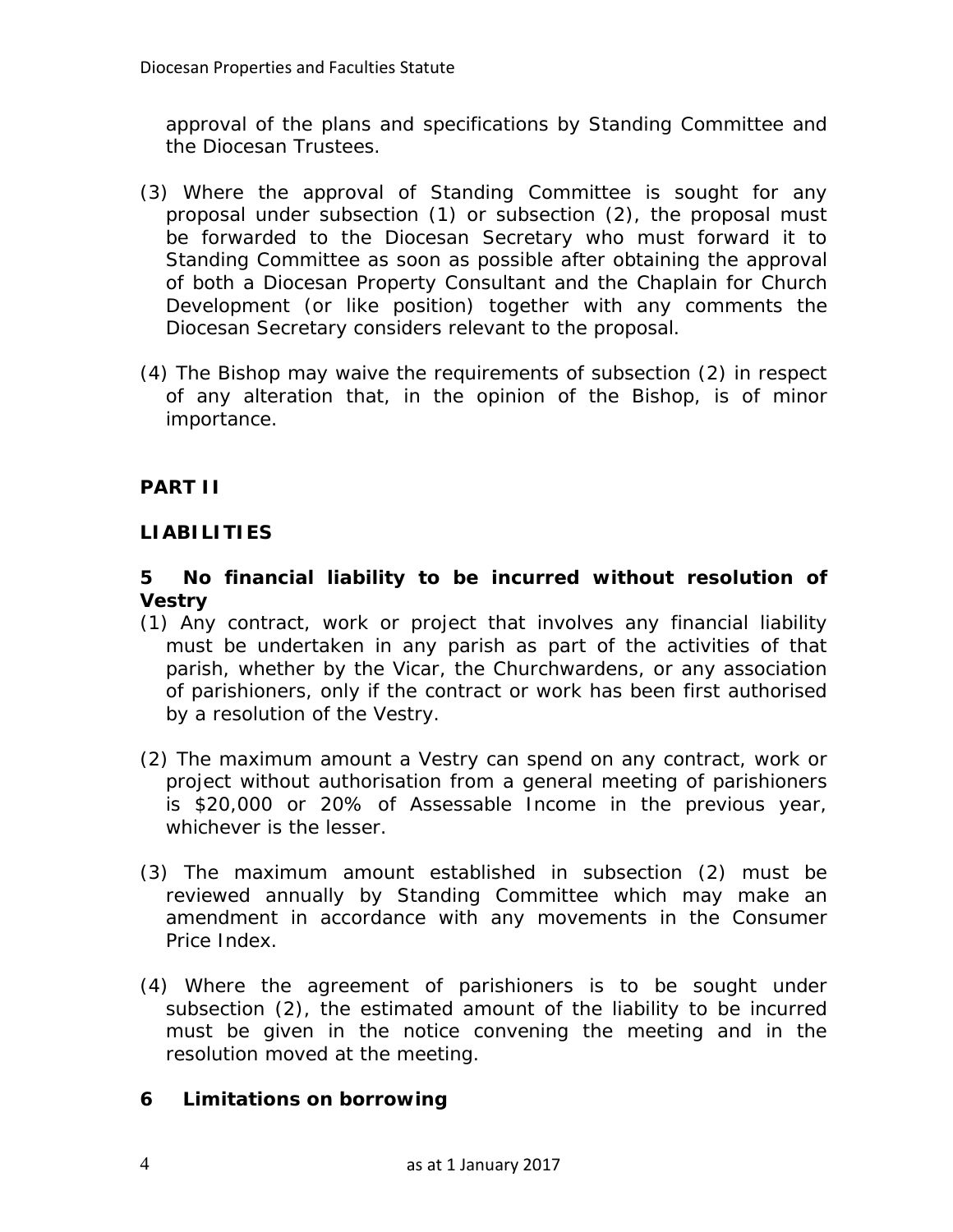approval of the plans and specifications by Standing Committee and the Diocesan Trustees.

(3) Where the approval of Standing Committee is sought for any proposal under subsection (1) or subsection (2), the proposal must be forwarded to the Diocesan Secretary who must forward it to Standing Committee as soon as possible after obtaining the approval of both a Diocesan Property Consultant and the Chaplain for Church Development (or like position) together with any comments the Diocesan Secretary considers relevant to the proposal.

(4) The Bishop may waive the requirements of subsection (2) in respect of any alteration that, in the opinion of the Bishop, is of minor importance.

## PART II

## LIABILITIES

### 5 No financial liability to be incurred without resolution of Vestry

(1) Any contract, work or project that involves any financial liability must be undertaken in any parish as part of the activities of that parish, whether by the Vicar, the Churchwardens, or any association of parishioners, only if the contract or work has been first authorised by a resolution of the Vestry.

(2) The maximum amount a Vestry can spend on any contract, work or project without authorisation from a general meeting of parishioners is $20,000 or 20% of Assessable Income in the previous year, whichever is the lesser.

(3) The maximum amount established in subsection (2) must be reviewed annually by Standing Committee which may make an amendment in accordance with any movements in the Consumer Price Index.

(4) Where the agreement of parishioners is to be sought under subsection (2), the estimated amount of the liability to be incurred must be given in the notice convening the meeting and in the resolution moved at the meeting.

### 6 Limitations on borrowing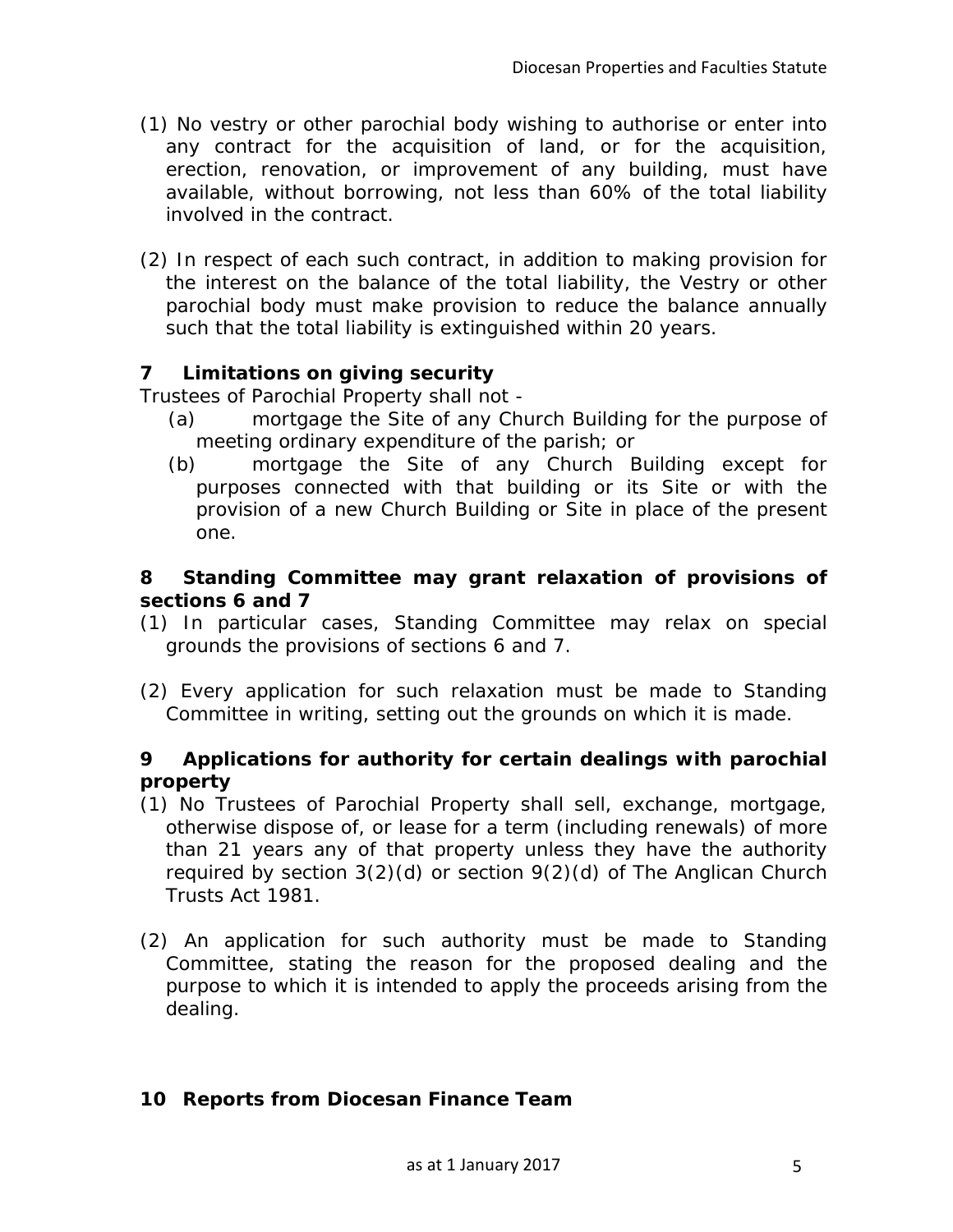(1) No vestry or other parochial body wishing to authorise or enter into any contract for the acquisition of land, or for the acquisition, erection, renovation, or improvement of any building, must have available, without borrowing, not less than 60% of the total liability involved in the contract.

(2) In respect of each such contract, in addition to making provision for the interest on the balance of the total liability, the Vestry or other parochial body must make provision to reduce the balance annually such that the total liability is extinguished within 20 years.

### 7 Limitations on giving security

Trustees of Parochial Property shall not -

(a) mortgage the Site of any Church Building for the purpose of meeting ordinary expenditure of the parish; or

(b) mortgage the Site of any Church Building except for purposes connected with that building or its Site or with the provision of a new Church Building or Site in place of the present one.

### 8 Standing Committee may grant relaxation of provisions of sections 6 and 7

(1) In particular cases, Standing Committee may relax on special grounds the provisions of sections 6 and 7.

(2) Every application for such relaxation must be made to Standing Committee in writing, setting out the grounds on which it is made.

### 9 Applications for authority for certain dealings with parochial property

(1) No Trustees of Parochial Property shall sell, exchange, mortgage, otherwise dispose of, or lease for a term (including renewals) of more than 21 years any of that property unless they have the authority required by section 3(2)(d) or section 9(2)(d) of The Anglican Church Trusts Act 1981.

(2) An application for such authority must be made to Standing Committee, stating the reason for the proposed dealing and the purpose to which it is intended to apply the proceeds arising from the dealing.

### 10 Reports from Diocesan Finance Team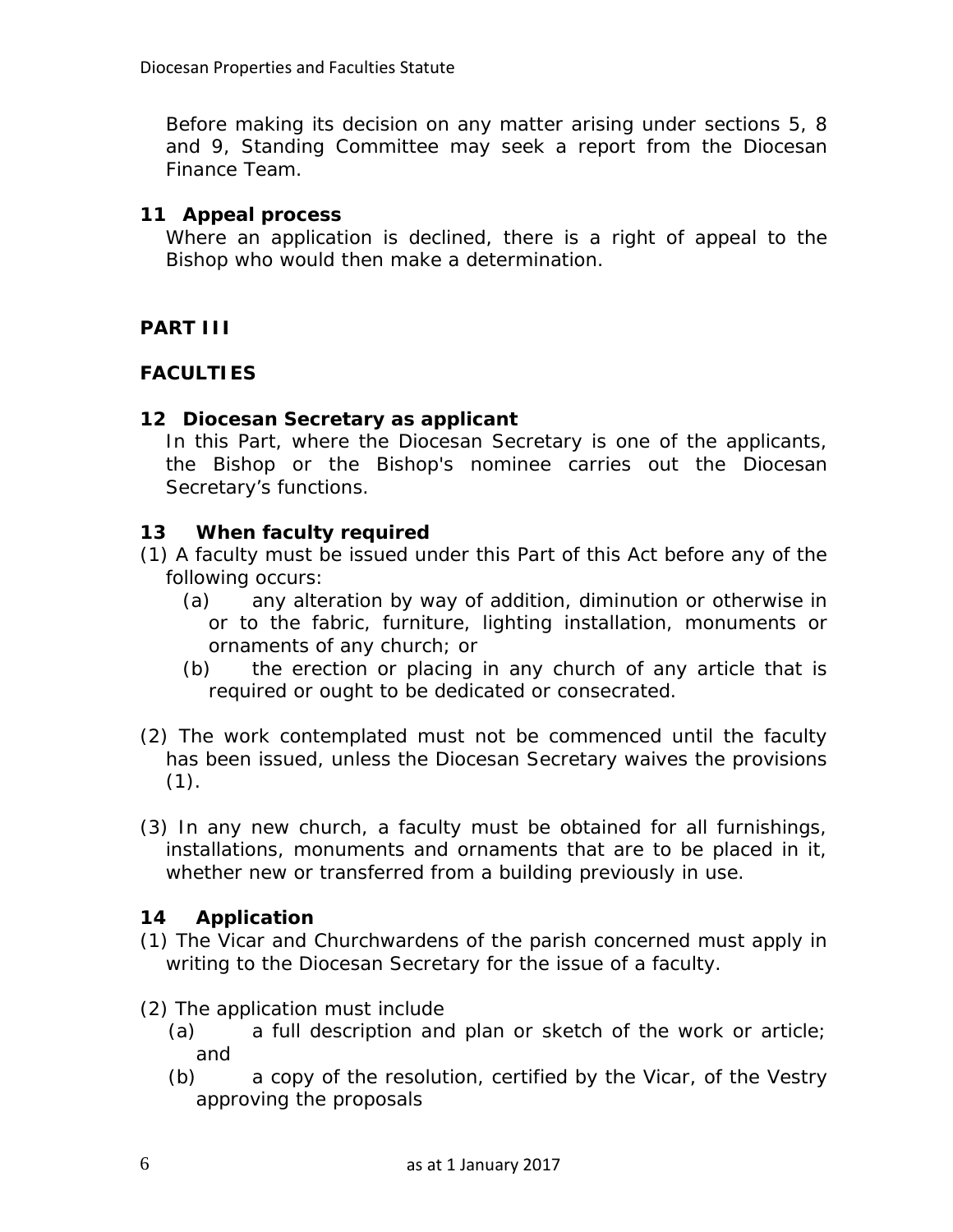Before making its decision on any matter arising under sections 5, 8 and 9, Standing Committee may seek a report from the Diocesan Finance Team.

### 11 Appeal process

Where an application is declined, there is a right of appeal to the Bishop who would then make a determination.

## PART III

## FACULTIES

### 12 Diocesan Secretary as applicant

In this Part, where the Diocesan Secretary is one of the applicants, the Bishop or the Bishop's nominee carries out the Diocesan Secretary's functions.

### 13 When faculty required

(1) A faculty must be issued under this Part of this Act before any of the following occurs:

- (a) any alteration by way of addition, diminution or otherwise in or to the fabric, furniture, lighting installation, monuments or ornaments of any church; or
- (b) the erection or placing in any church of any article that is required or ought to be dedicated or consecrated.

(2) The work contemplated must not be commenced until the faculty has been issued, unless the Diocesan Secretary waives the provisions (1).

(3) In any new church, a faculty must be obtained for all furnishings, installations, monuments and ornaments that are to be placed in it, whether new or transferred from a building previously in use.

### 14 Application

(1) The Vicar and Churchwardens of the parish concerned must apply in writing to the Diocesan Secretary for the issue of a faculty.

(2) The application must include

- (a) a full description and plan or sketch of the work or article; and
- (b) a copy of the resolution, certified by the Vicar, of the Vestry approving the proposals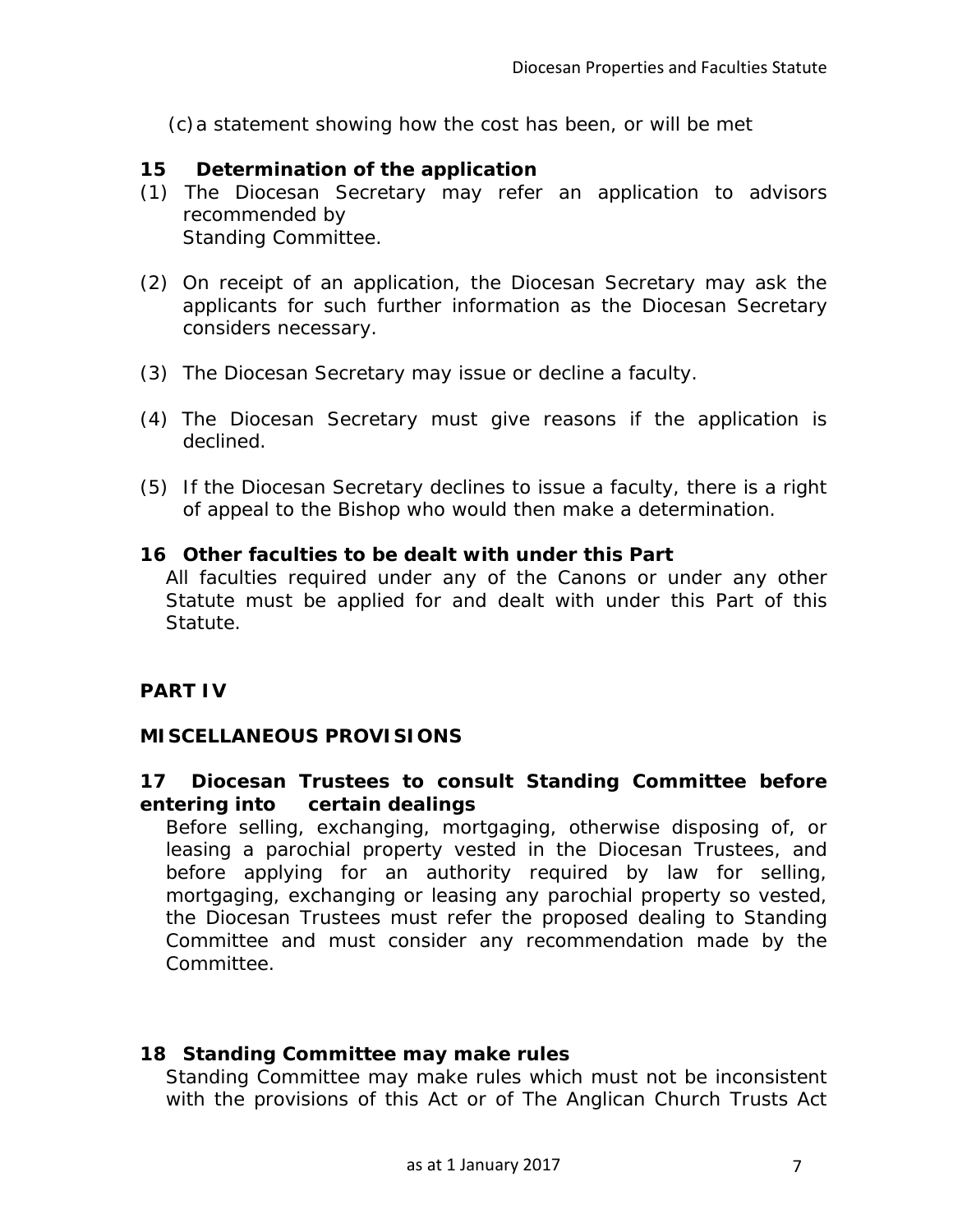(c) a statement showing how the cost has been, or will be met

### 15 Determination of the application

(1) The Diocesan Secretary may refer an application to advisors recommended by Standing Committee.

(2) On receipt of an application, the Diocesan Secretary may ask the applicants for such further information as the Diocesan Secretary considers necessary.

(3) The Diocesan Secretary may issue or decline a faculty.

(4) The Diocesan Secretary must give reasons if the application is declined.

(5) If the Diocesan Secretary declines to issue a faculty, there is a right of appeal to the Bishop who would then make a determination.

### 16 Other faculties to be dealt with under this Part

All faculties required under any of the Canons or under any other Statute must be applied for and dealt with under this Part of this Statute.

## PART IV

## MISCELLANEOUS PROVISIONS

### 17 Diocesan Trustees to consult Standing Committee before entering into certain dealings

Before selling, exchanging, mortgaging, otherwise disposing of, or leasing a parochial property vested in the Diocesan Trustees, and before applying for an authority required by law for selling, mortgaging, exchanging or leasing any parochial property so vested, the Diocesan Trustees must refer the proposed dealing to Standing Committee and must consider any recommendation made by the Committee.

### 18 Standing Committee may make rules

Standing Committee may make rules which must not be inconsistent with the provisions of this Act or of The Anglican Church Trusts Act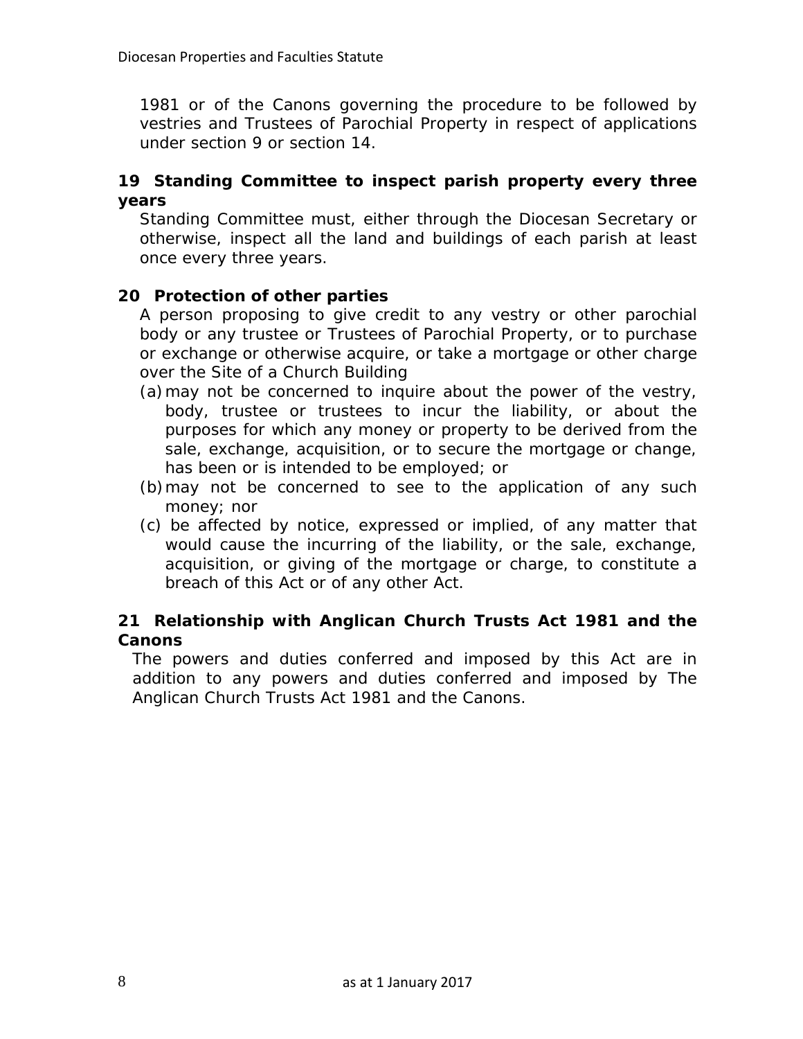1981 or of the Canons governing the procedure to be followed by vestries and Trustees of Parochial Property in respect of applications under section 9 or section 14.

### 19 Standing Committee to inspect parish property every three years

Standing Committee must, either through the Diocesan Secretary or otherwise, inspect all the land and buildings of each parish at least once every three years.

### 20 Protection of other parties

A person proposing to give credit to any vestry or other parochial body or any trustee or Trustees of Parochial Property, or to purchase or exchange or otherwise acquire, or take a mortgage or other charge over the Site of a Church Building

(a) may not be concerned to inquire about the power of the vestry, body, trustee or trustees to incur the liability, or about the purposes for which any money or property to be derived from the sale, exchange, acquisition, or to secure the mortgage or change, has been or is intended to be employed; or

(b) may not be concerned to see to the application of any such money; nor

(c) be affected by notice, expressed or implied, of any matter that would cause the incurring of the liability, or the sale, exchange, acquisition, or giving of the mortgage or charge, to constitute a breach of this Act or of any other Act.

### 21 Relationship with Anglican Church Trusts Act 1981 and the Canons

The powers and duties conferred and imposed by this Act are in addition to any powers and duties conferred and imposed by The Anglican Church Trusts Act 1981 and the Canons.